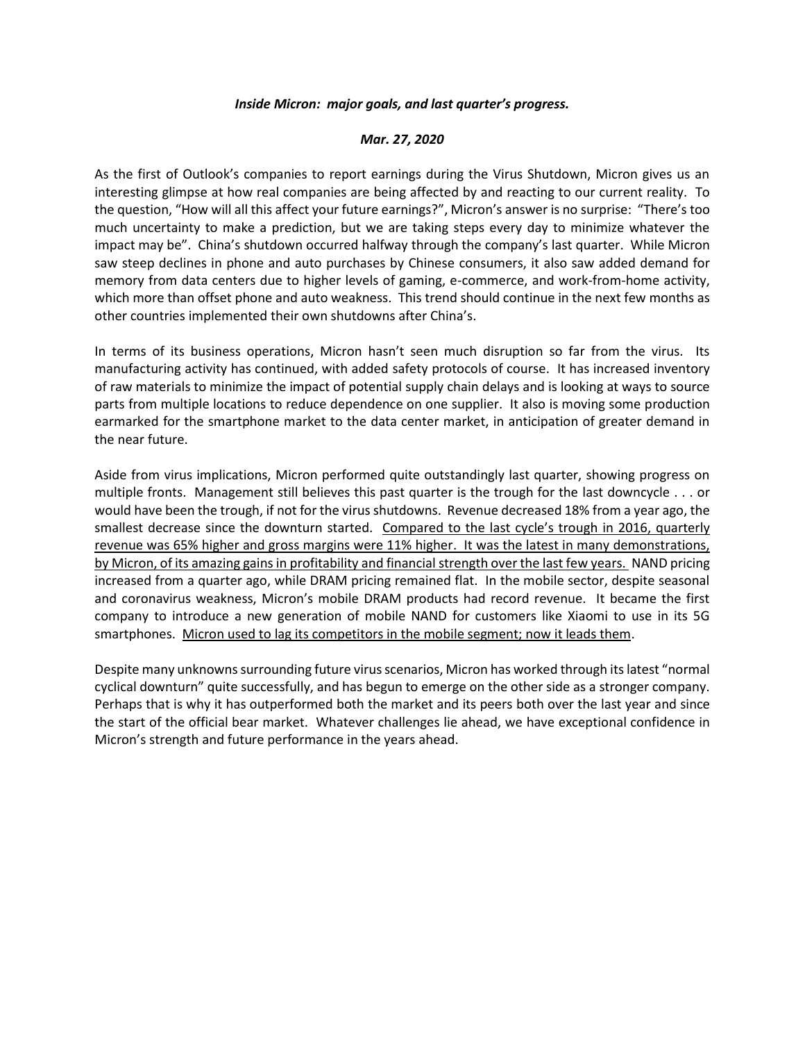***Inside Micron: major goals, and last quarter's progress.***

***Mar. 27, 2020***

As the first of Outlook's companies to report earnings during the Virus Shutdown, Micron gives us an interesting glimpse at how real companies are being affected by and reacting to our current reality. To the question, "How will all this affect your future earnings?", Micron's answer is no surprise: "There's too much uncertainty to make a prediction, but we are taking steps every day to minimize whatever the impact may be". China's shutdown occurred halfway through the company's last quarter. While Micron saw steep declines in phone and auto purchases by Chinese consumers, it also saw added demand for memory from data centers due to higher levels of gaming, e-commerce, and work-from-home activity, which more than offset phone and auto weakness. This trend should continue in the next few months as other countries implemented their own shutdowns after China's.

In terms of its business operations, Micron hasn't seen much disruption so far from the virus. Its manufacturing activity has continued, with added safety protocols of course. It has increased inventory of raw materials to minimize the impact of potential supply chain delays and is looking at ways to source parts from multiple locations to reduce dependence on one supplier. It also is moving some production earmarked for the smartphone market to the data center market, in anticipation of greater demand in the near future.

Aside from virus implications, Micron performed quite outstandingly last quarter, showing progress on multiple fronts. Management still believes this past quarter is the trough for the last downcycle . . . or would have been the trough, if not for the virus shutdowns. Revenue decreased 18% from a year ago, the smallest decrease since the downturn started. <u>Compared to the last cycle's trough in 2016, quarterly revenue was 65% higher and gross margins were 11% higher. It was the latest in many demonstrations, by Micron, of its amazing gains in profitability and financial strength over the last few years.</u> NAND pricing increased from a quarter ago, while DRAM pricing remained flat. In the mobile sector, despite seasonal and coronavirus weakness, Micron's mobile DRAM products had record revenue. It became the first company to introduce a new generation of mobile NAND for customers like Xiaomi to use in its 5G smartphones. <u>Micron used to lag its competitors in the mobile segment; now it leads them</u>.

Despite many unknowns surrounding future virus scenarios, Micron has worked through its latest "normal cyclical downturn" quite successfully, and has begun to emerge on the other side as a stronger company. Perhaps that is why it has outperformed both the market and its peers both over the last year and since the start of the official bear market. Whatever challenges lie ahead, we have exceptional confidence in Micron's strength and future performance in the years ahead.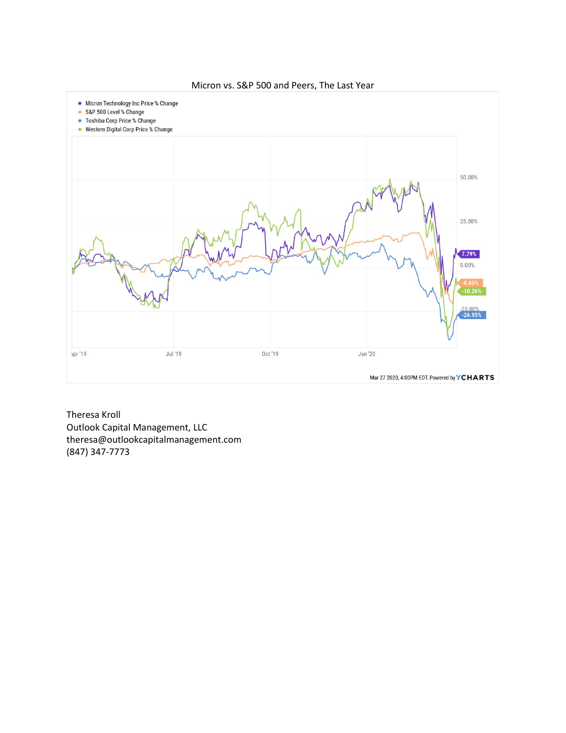Micron vs. S&P 500 and Peers, The Last Year

- Micron Technology Inc Price % Change
- S&P 500 Level % Change
- Toshiba Corp Price % Change
- Western Digital Corp Price % Change

50.00%
25.00%
0.00%
-25.00%

7.79%
-8.65%
-10.26%
-26.93%

Apr '19
Jul '19
Oct '19
Jan '20

Mar 27 2020, 4:00PM EDT. Powered by YCHARTS

Theresa Kroll
Outlook Capital Management, LLC
theresa@outlookcapitalmanagement.com
(847) 347-7773